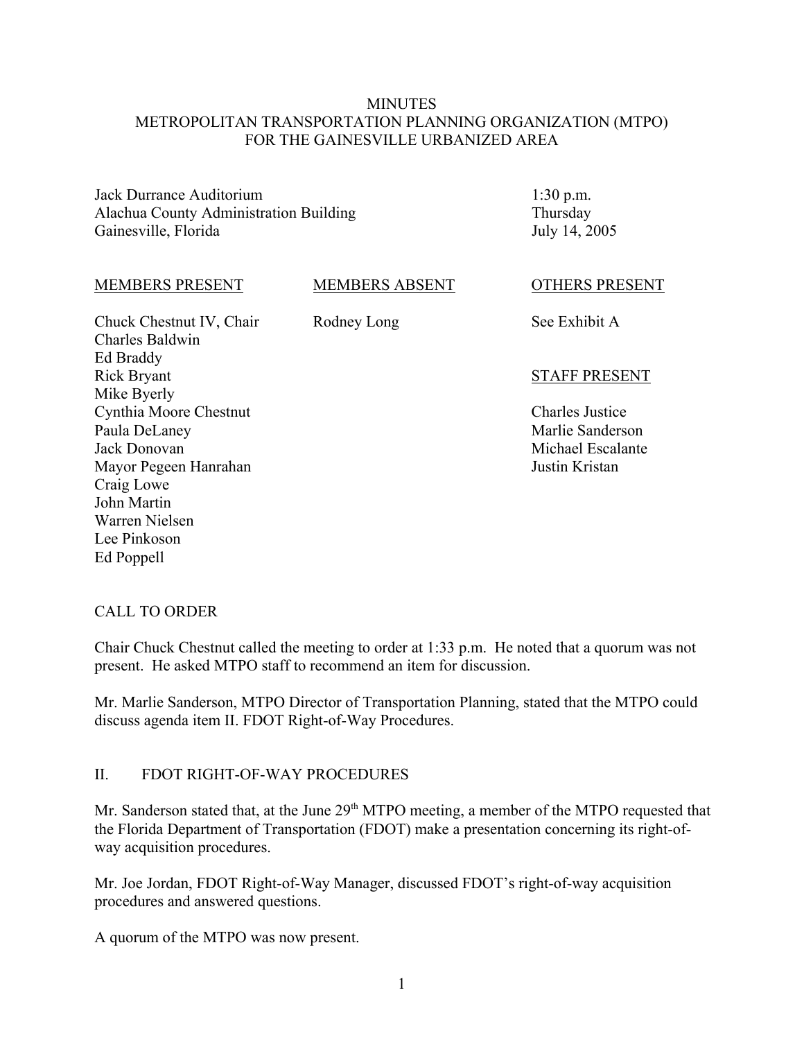# MINUTES
# METROPOLITAN TRANSPORTATION PLANNING ORGANIZATION (MTPO)
# FOR THE GAINESVILLE URBANIZED AREA

Jack Durrance Auditorium
Alachua County Administration Building
Gainesville, Florida

1:30 p.m.
Thursday
July 14, 2005

| MEMBERS PRESENT | MEMBERS ABSENT | OTHERS PRESENT |
|---|---|---|
| Chuck Chestnut IV, Chair | Rodney Long | See Exhibit A |
| Charles Baldwin | | |
| Ed Braddy | | |
| Rick Bryant | | **STAFF PRESENT** |
| Mike Byerly | | |
| Cynthia Moore Chestnut | | Charles Justice |
| Paula DeLaney | | Marlie Sanderson |
| Jack Donovan | | Michael Escalante |
| Mayor Pegeen Hanrahan | | Justin Kristan |
| Craig Lowe | | |
| John Martin | | |
| Warren Nielsen | | |
| Lee Pinkoson | | |
| Ed Poppell | | |

## CALL TO ORDER

Chair Chuck Chestnut called the meeting to order at 1:33 p.m. He noted that a quorum was not present. He asked MTPO staff to recommend an item for discussion.

Mr. Marlie Sanderson, MTPO Director of Transportation Planning, stated that the MTPO could discuss agenda item II. FDOT Right-of-Way Procedures.

## II. FDOT RIGHT-OF-WAY PROCEDURES

Mr. Sanderson stated that, at the June 29th MTPO meeting, a member of the MTPO requested that the Florida Department of Transportation (FDOT) make a presentation concerning its right-of-way acquisition procedures.

Mr. Joe Jordan, FDOT Right-of-Way Manager, discussed FDOT's right-of-way acquisition procedures and answered questions.

A quorum of the MTPO was now present.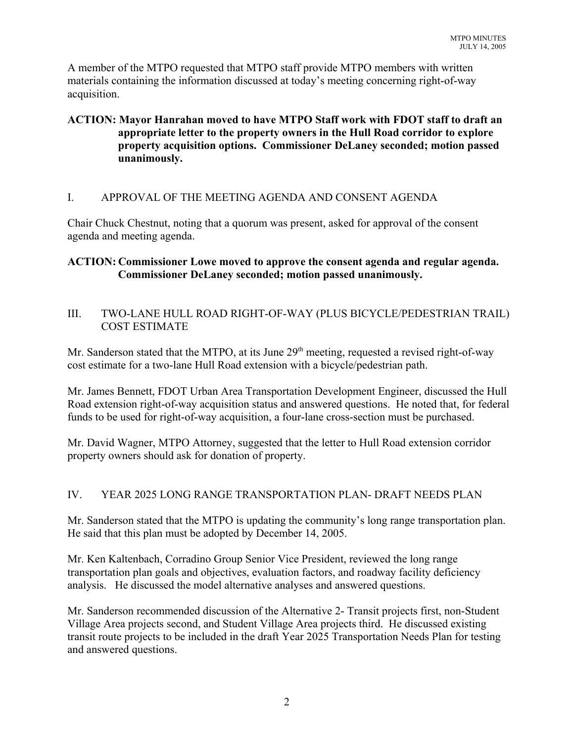A member of the MTPO requested that MTPO staff provide MTPO members with written materials containing the information discussed at today's meeting concerning right-of-way acquisition.

**ACTION: Mayor Hanrahan moved to have MTPO Staff work with FDOT staff to draft an appropriate letter to the property owners in the Hull Road corridor to explore property acquisition options. Commissioner DeLaney seconded; motion passed unanimously.**

## I. APPROVAL OF THE MEETING AGENDA AND CONSENT AGENDA

Chair Chuck Chestnut, noting that a quorum was present, asked for approval of the consent agenda and meeting agenda.

**ACTION: Commissioner Lowe moved to approve the consent agenda and regular agenda. Commissioner DeLaney seconded; motion passed unanimously.**

## III. TWO-LANE HULL ROAD RIGHT-OF-WAY (PLUS BICYCLE/PEDESTRIAN TRAIL) COST ESTIMATE

Mr. Sanderson stated that the MTPO, at its June 29th meeting, requested a revised right-of-way cost estimate for a two-lane Hull Road extension with a bicycle/pedestrian path.

Mr. James Bennett, FDOT Urban Area Transportation Development Engineer, discussed the Hull Road extension right-of-way acquisition status and answered questions. He noted that, for federal funds to be used for right-of-way acquisition, a four-lane cross-section must be purchased.

Mr. David Wagner, MTPO Attorney, suggested that the letter to Hull Road extension corridor property owners should ask for donation of property.

## IV. YEAR 2025 LONG RANGE TRANSPORTATION PLAN- DRAFT NEEDS PLAN

Mr. Sanderson stated that the MTPO is updating the community's long range transportation plan. He said that this plan must be adopted by December 14, 2005.

Mr. Ken Kaltenbach, Corradino Group Senior Vice President, reviewed the long range transportation plan goals and objectives, evaluation factors, and roadway facility deficiency analysis. He discussed the model alternative analyses and answered questions.

Mr. Sanderson recommended discussion of the Alternative 2- Transit projects first, non-Student Village Area projects second, and Student Village Area projects third. He discussed existing transit route projects to be included in the draft Year 2025 Transportation Needs Plan for testing and answered questions.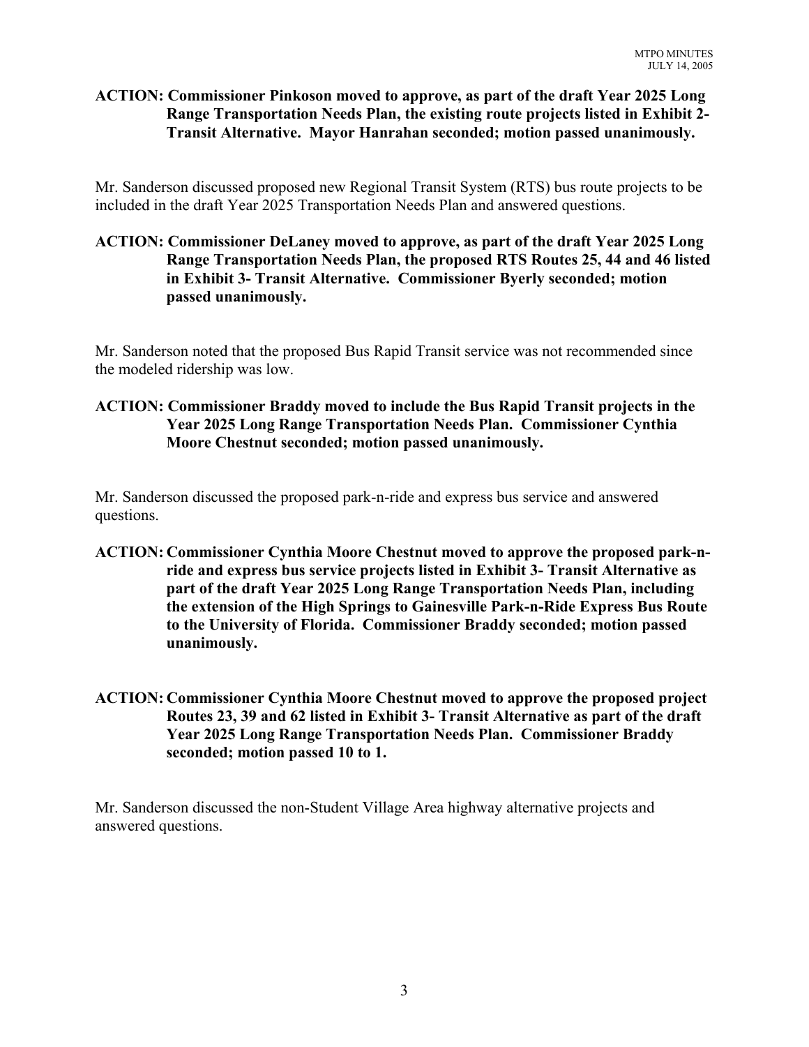**ACTION: Commissioner Pinkoson moved to approve, as part of the draft Year 2025 Long Range Transportation Needs Plan, the existing route projects listed in Exhibit 2- Transit Alternative. Mayor Hanrahan seconded; motion passed unanimously.**

Mr. Sanderson discussed proposed new Regional Transit System (RTS) bus route projects to be included in the draft Year 2025 Transportation Needs Plan and answered questions.

**ACTION: Commissioner DeLaney moved to approve, as part of the draft Year 2025 Long Range Transportation Needs Plan, the proposed RTS Routes 25, 44 and 46 listed in Exhibit 3- Transit Alternative. Commissioner Byerly seconded; motion passed unanimously.**

Mr. Sanderson noted that the proposed Bus Rapid Transit service was not recommended since the modeled ridership was low.

**ACTION: Commissioner Braddy moved to include the Bus Rapid Transit projects in the Year 2025 Long Range Transportation Needs Plan. Commissioner Cynthia Moore Chestnut seconded; motion passed unanimously.**

Mr. Sanderson discussed the proposed park-n-ride and express bus service and answered questions.

**ACTION: Commissioner Cynthia Moore Chestnut moved to approve the proposed park-n-ride and express bus service projects listed in Exhibit 3- Transit Alternative as part of the draft Year 2025 Long Range Transportation Needs Plan, including the extension of the High Springs to Gainesville Park-n-Ride Express Bus Route to the University of Florida. Commissioner Braddy seconded; motion passed unanimously.**

**ACTION: Commissioner Cynthia Moore Chestnut moved to approve the proposed project Routes 23, 39 and 62 listed in Exhibit 3- Transit Alternative as part of the draft Year 2025 Long Range Transportation Needs Plan. Commissioner Braddy seconded; motion passed 10 to 1.**

Mr. Sanderson discussed the non-Student Village Area highway alternative projects and answered questions.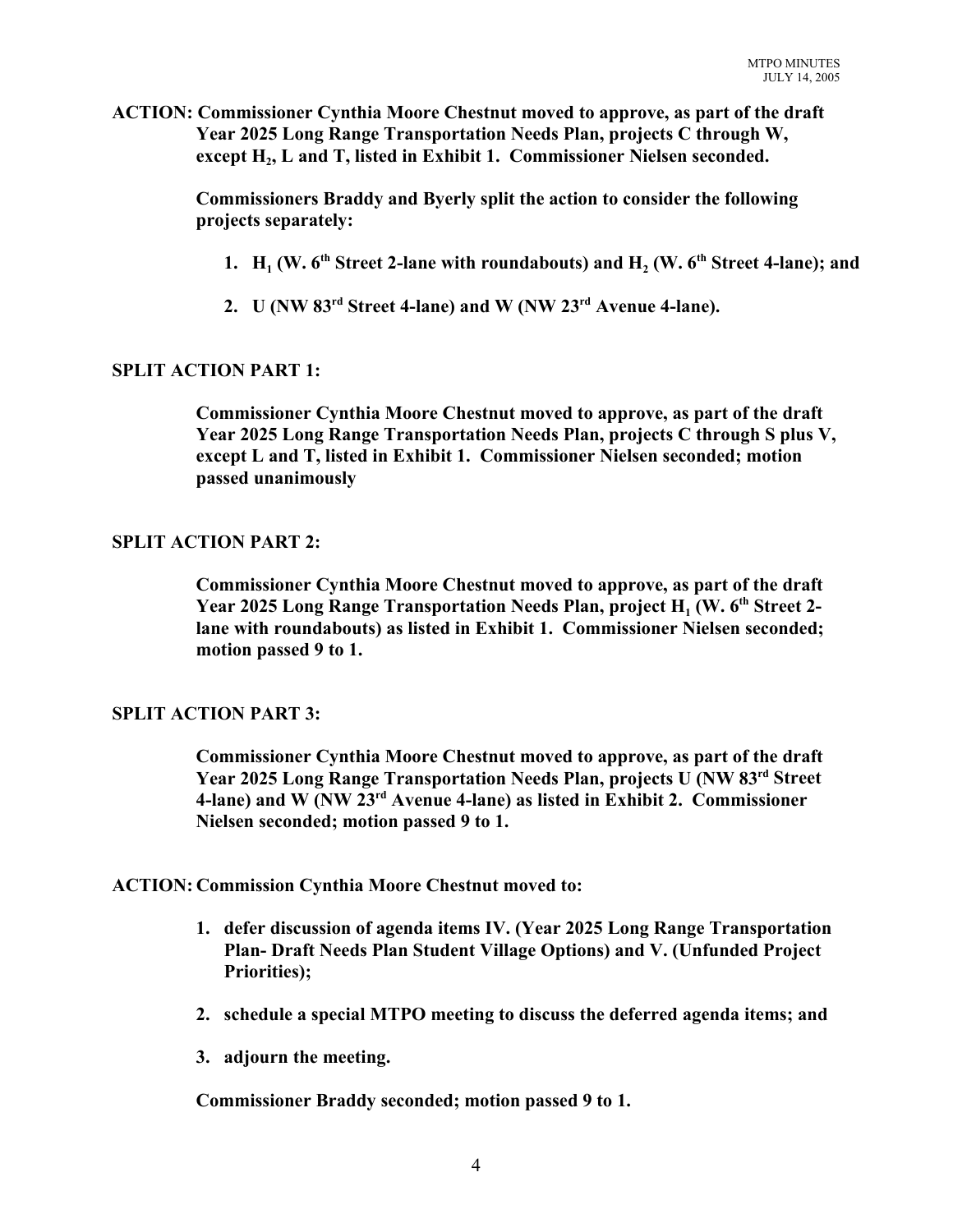**ACTION: Commissioner Cynthia Moore Chestnut moved to approve, as part of the draft Year 2025 Long Range Transportation Needs Plan, projects C through W, except $H_2$, L and T, listed in Exhibit 1. Commissioner Nielsen seconded.**

**Commissioners Braddy and Byerly split the action to consider the following projects separately:**

1. **$H_1$ (W. 6th Street 2-lane with roundabouts) and $H_2$ (W. 6th Street 4-lane); and**
2. **U (NW 83rd Street 4-lane) and W (NW 23rd Avenue 4-lane).**

**SPLIT ACTION PART 1:**

**Commissioner Cynthia Moore Chestnut moved to approve, as part of the draft Year 2025 Long Range Transportation Needs Plan, projects C through S plus V, except L and T, listed in Exhibit 1. Commissioner Nielsen seconded; motion passed unanimously**

**SPLIT ACTION PART 2:**

**Commissioner Cynthia Moore Chestnut moved to approve, as part of the draft Year 2025 Long Range Transportation Needs Plan, project $H_1$ (W. 6th Street 2-lane with roundabouts) as listed in Exhibit 1. Commissioner Nielsen seconded; motion passed 9 to 1.**

**SPLIT ACTION PART 3:**

**Commissioner Cynthia Moore Chestnut moved to approve, as part of the draft Year 2025 Long Range Transportation Needs Plan, projects U (NW 83rd Street 4-lane) and W (NW 23rd Avenue 4-lane) as listed in Exhibit 2. Commissioner Nielsen seconded; motion passed 9 to 1.**

**ACTION: Commission Cynthia Moore Chestnut moved to:**

1. **defer discussion of agenda items IV. (Year 2025 Long Range Transportation Plan- Draft Needs Plan Student Village Options) and V. (Unfunded Project Priorities);**
2. **schedule a special MTPO meeting to discuss the deferred agenda items; and**
3. **adjourn the meeting.**

**Commissioner Braddy seconded; motion passed 9 to 1.**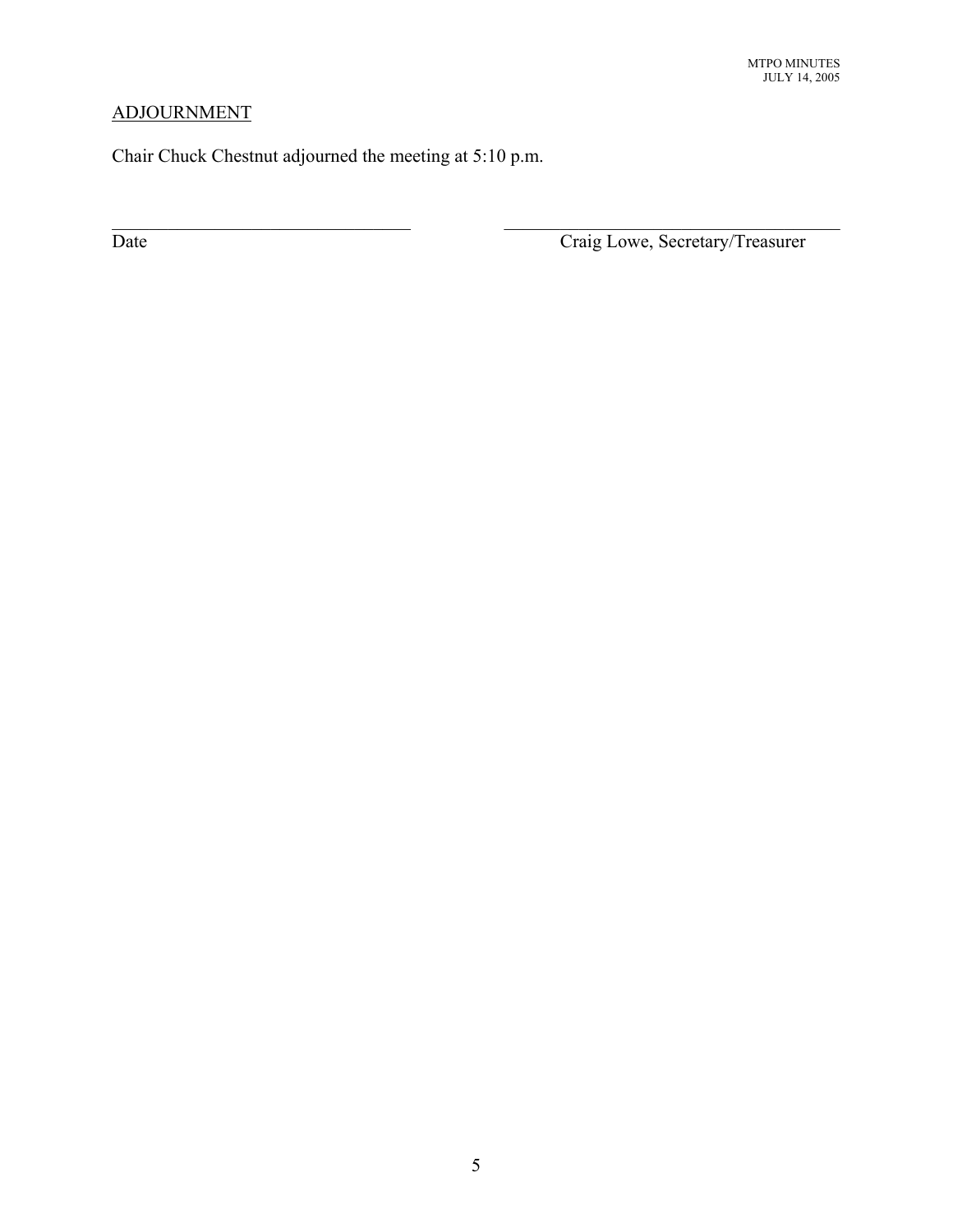## ADJOURNMENT

Chair Chuck Chestnut adjourned the meeting at 5:10 p.m.

\_\_\_\_\_\_\_\_\_\_\_\_\_\_\_\_\_\_\_\_\_\_\_\_\_\_\_\_\_\_\_\_ \_\_\_\_\_\_\_\_\_\_\_\_\_\_\_\_\_\_\_\_\_\_\_\_\_\_\_\_\_\_\_\_\_\_\_\_

Date Craig Lowe, Secretary/Treasurer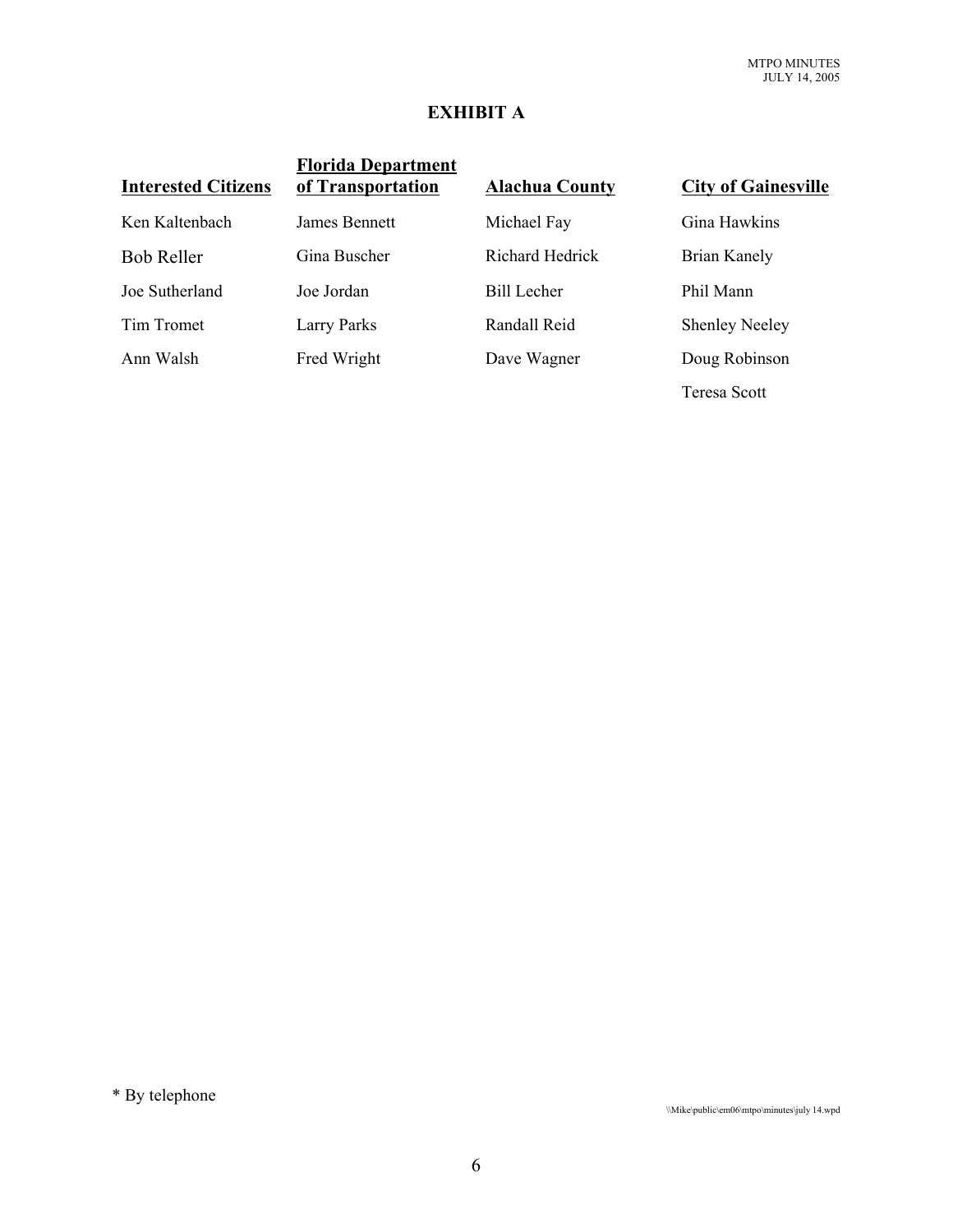# EXHIBIT A

| Interested Citizens | Florida Department of Transportation | Alachua County | City of Gainesville |
|---|---|---|---|
| Ken Kaltenbach | James Bennett | Michael Fay | Gina Hawkins |
| Bob Reller | Gina Buscher | Richard Hedrick | Brian Kanely |
| Joe Sutherland | Joe Jordan | Bill Lecher | Phil Mann |
| Tim Tromet | Larry Parks | Randall Reid | Shenley Neeley |
| Ann Walsh | Fred Wright | Dave Wagner | Doug Robinson |
| | | | Teresa Scott |

* By telephone

\\Mike\public\em06\mtpo\minutes\july 14.wpd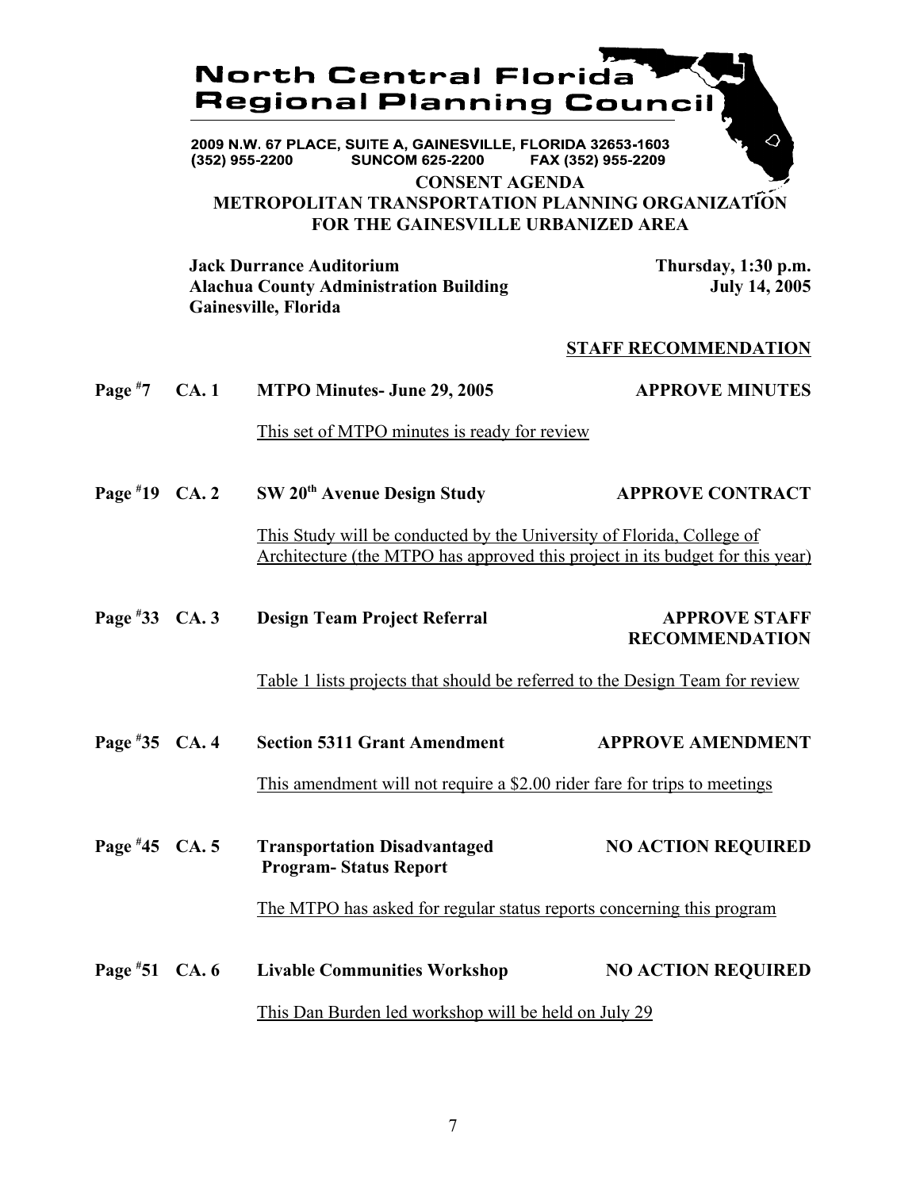# North Central Florida Regional Planning Council

2009 N.W. 67 PLACE, SUITE A, GAINESVILLE, FLORIDA 32653-1603
(352) 955-2200 SUNCOM 625-2200 FAX (352) 955-2209

## CONSENT AGENDA
## METROPOLITAN TRANSPORTATION PLANNING ORGANIZATION FOR THE GAINESVILLE URBANIZED AREA

**Jack Durrance Auditorium**
**Alachua County Administration Building**
**Gainesville, Florida**

**Thursday, 1:30 p.m.**
**July 14, 2005**

**STAFF RECOMMENDATION**

**Page #7 CA. 1 MTPO Minutes- June 29, 2005** — **APPROVE MINUTES**

This set of MTPO minutes is ready for review

**Page #19 CA. 2 SW 20th Avenue Design Study** — **APPROVE CONTRACT**

This Study will be conducted by the University of Florida, College of Architecture (the MTPO has approved this project in its budget for this year)

**Page #33 CA. 3 Design Team Project Referral** — **APPROVE STAFF RECOMMENDATION**

Table 1 lists projects that should be referred to the Design Team for review

**Page #35 CA. 4 Section 5311 Grant Amendment** — **APPROVE AMENDMENT**

This amendment will not require a $2.00 rider fare for trips to meetings

**Page #45 CA. 5 Transportation Disadvantaged Program- Status Report** — **NO ACTION REQUIRED**

The MTPO has asked for regular status reports concerning this program

**Page #51 CA. 6 Livable Communities Workshop** — **NO ACTION REQUIRED**

This Dan Burden led workshop will be held on July 29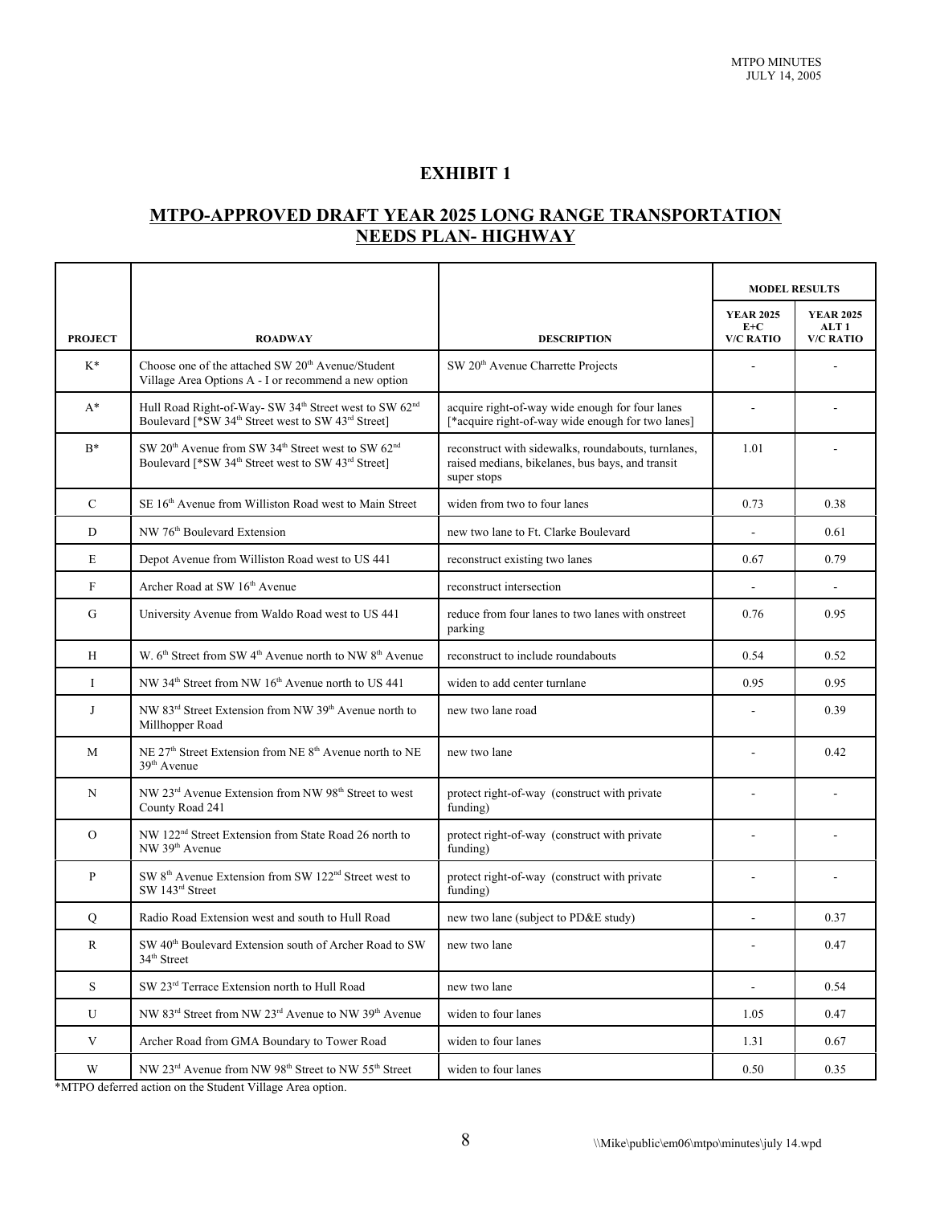# EXHIBIT 1

## MTPO-APPROVED DRAFT YEAR 2025 LONG RANGE TRANSPORTATION NEEDS PLAN- HIGHWAY

| PROJECT | ROADWAY | DESCRIPTION | MODEL RESULTS | |
|---|---|---|---|---|
| | | | YEAR 2025 E+C V/C RATIO | YEAR 2025 ALT 1 V/C RATIO |
| K* | Choose one of the attached SW 20th Avenue/Student Village Area Options A - I or recommend a new option | SW 20th Avenue Charrette Projects | - | - |
| A* | Hull Road Right-of-Way- SW 34th Street west to SW 62nd Boulevard [*SW 34th Street west to SW 43rd Street] | acquire right-of-way wide enough for four lanes [*acquire right-of-way wide enough for two lanes] | - | - |
| B* | SW 20th Avenue from SW 34th Street west to SW 62nd Boulevard [*SW 34th Street west to SW 43rd Street] | reconstruct with sidewalks, roundabouts, turnlanes, raised medians, bikelanes, bus bays, and transit super stops | 1.01 | - |
| C | SE 16th Avenue from Williston Road west to Main Street | widen from two to four lanes | 0.73 | 0.38 |
| D | NW 76th Boulevard Extension | new two lane to Ft. Clarke Boulevard | - | 0.61 |
| E | Depot Avenue from Williston Road west to US 441 | reconstruct existing two lanes | 0.67 | 0.79 |
| F | Archer Road at SW 16th Avenue | reconstruct intersection | - | - |
| G | University Avenue from Waldo Road west to US 441 | reduce from four lanes to two lanes with onstreet parking | 0.76 | 0.95 |
| H | W. 6th Street from SW 4th Avenue north to NW 8th Avenue | reconstruct to include roundabouts | 0.54 | 0.52 |
| I | NW 34th Street from NW 16th Avenue north to US 441 | widen to add center turnlane | 0.95 | 0.95 |
| J | NW 83rd Street Extension from NW 39th Avenue north to Millhopper Road | new two lane road | - | 0.39 |
| M | NE 27th Street Extension from NE 8th Avenue north to NE 39th Avenue | new two lane | - | 0.42 |
| N | NW 23rd Avenue Extension from NW 98th Street to west County Road 241 | protect right-of-way (construct with private funding) | - | - |
| O | NW 122nd Street Extension from State Road 26 north to NW 39th Avenue | protect right-of-way (construct with private funding) | - | - |
| P | SW 8th Avenue Extension from SW 122nd Street west to SW 143rd Street | protect right-of-way (construct with private funding) | - | - |
| Q | Radio Road Extension west and south to Hull Road | new two lane (subject to PD&E study) | - | 0.37 |
| R | SW 40th Boulevard Extension south of Archer Road to SW 34th Street | new two lane | - | 0.47 |
| S | SW 23rd Terrace Extension north to Hull Road | new two lane | - | 0.54 |
| U | NW 83rd Street from NW 23rd Avenue to NW 39th Avenue | widen to four lanes | 1.05 | 0.47 |
| V | Archer Road from GMA Boundary to Tower Road | widen to four lanes | 1.31 | 0.67 |
| W | NW 23rd Avenue from NW 98th Street to NW 55th Street | widen to four lanes | 0.50 | 0.35 |

*MTPO deferred action on the Student Village Area option.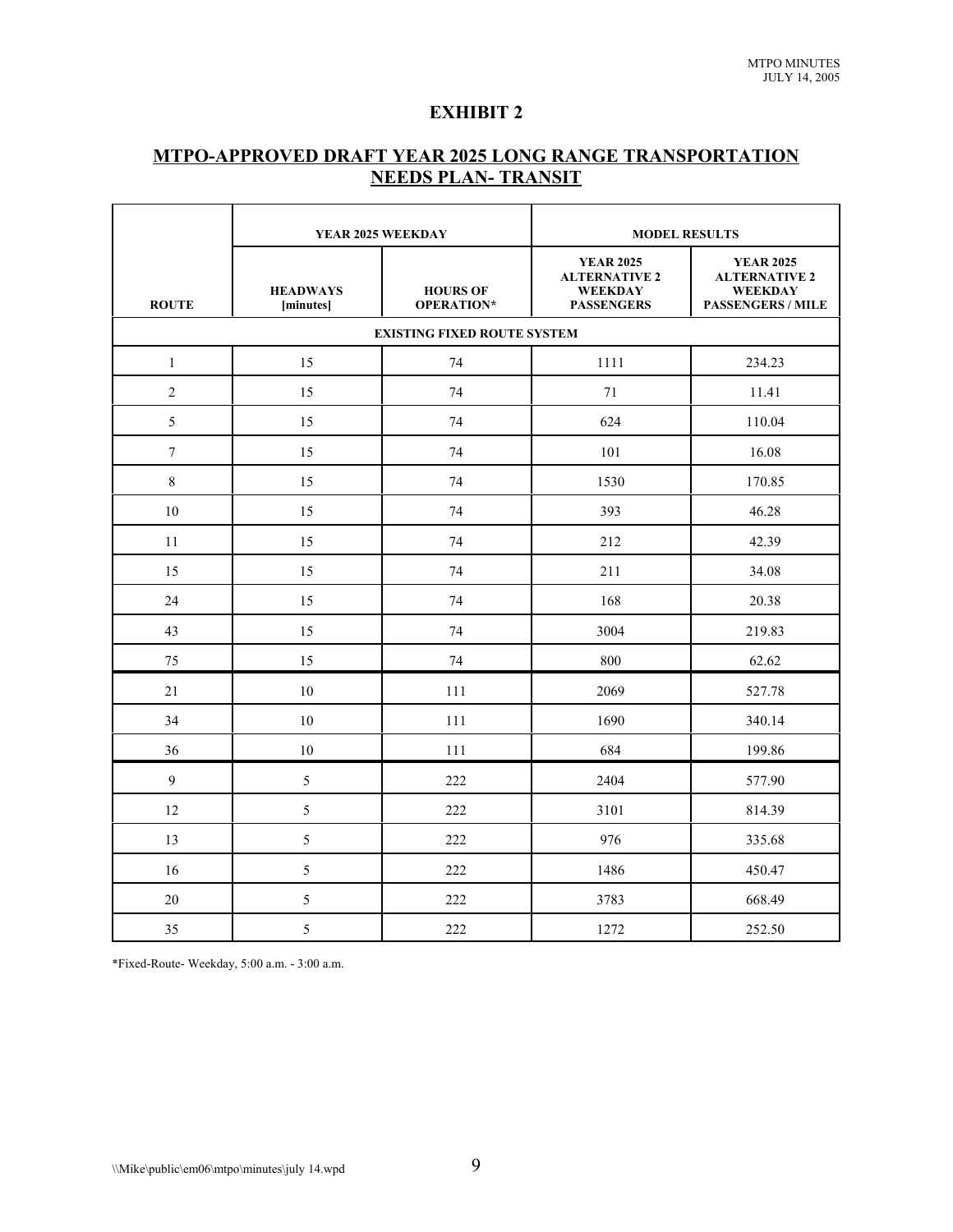# EXHIBIT 2

## MTPO-APPROVED DRAFT YEAR 2025 LONG RANGE TRANSPORTATION NEEDS PLAN- TRANSIT

| ROUTE | YEAR 2025 WEEKDAY | | MODEL RESULTS | |
|---|---|---|---|---|
| | HEADWAYS [minutes] | HOURS OF OPERATION* | YEAR 2025 ALTERNATIVE 2 WEEKDAY PASSENGERS | YEAR 2025 ALTERNATIVE 2 WEEKDAY PASSENGERS / MILE |
| EXISTING FIXED ROUTE SYSTEM | | | | |
| 1 | 15 | 74 | 1111 | 234.23 |
| 2 | 15 | 74 | 71 | 11.41 |
| 5 | 15 | 74 | 624 | 110.04 |
| 7 | 15 | 74 | 101 | 16.08 |
| 8 | 15 | 74 | 1530 | 170.85 |
| 10 | 15 | 74 | 393 | 46.28 |
| 11 | 15 | 74 | 212 | 42.39 |
| 15 | 15 | 74 | 211 | 34.08 |
| 24 | 15 | 74 | 168 | 20.38 |
| 43 | 15 | 74 | 3004 | 219.83 |
| 75 | 15 | 74 | 800 | 62.62 |
| 21 | 10 | 111 | 2069 | 527.78 |
| 34 | 10 | 111 | 1690 | 340.14 |
| 36 | 10 | 111 | 684 | 199.86 |
| 9 | 5 | 222 | 2404 | 577.90 |
| 12 | 5 | 222 | 3101 | 814.39 |
| 13 | 5 | 222 | 976 | 335.68 |
| 16 | 5 | 222 | 1486 | 450.47 |
| 20 | 5 | 222 | 3783 | 668.49 |
| 35 | 5 | 222 | 1272 | 252.50 |

*Fixed-Route- Weekday, 5:00 a.m. - 3:00 a.m.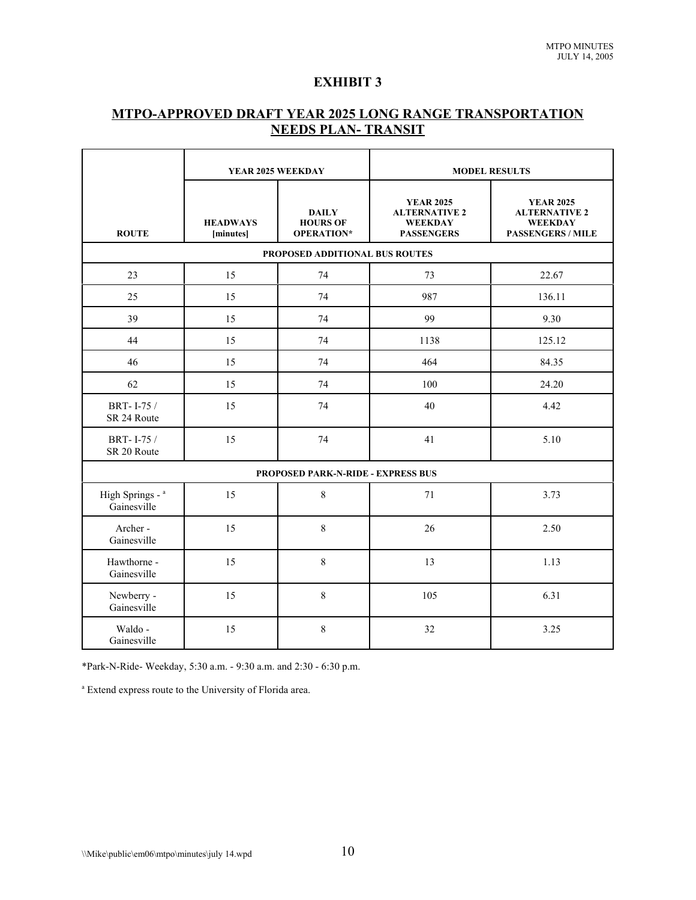# EXHIBIT 3

## MTPO-APPROVED DRAFT YEAR 2025 LONG RANGE TRANSPORTATION NEEDS PLAN- TRANSIT

| | YEAR 2025 WEEKDAY | | MODEL RESULTS | |
|---|---|---|---|---|
| **ROUTE** | **HEADWAYS [minutes]** | **DAILY HOURS OF OPERATION*** | **YEAR 2025 ALTERNATIVE 2 WEEKDAY PASSENGERS** | **YEAR 2025 ALTERNATIVE 2 WEEKDAY PASSENGERS / MILE** |
| **PROPOSED ADDITIONAL BUS ROUTES** | | | | |
| 23 | 15 | 74 | 73 | 22.67 |
| 25 | 15 | 74 | 987 | 136.11 |
| 39 | 15 | 74 | 99 | 9.30 |
| 44 | 15 | 74 | 1138 | 125.12 |
| 46 | 15 | 74 | 464 | 84.35 |
| 62 | 15 | 74 | 100 | 24.20 |
| BRT- I-75 / SR 24 Route | 15 | 74 | 40 | 4.42 |
| BRT- I-75 / SR 20 Route | 15 | 74 | 41 | 5.10 |
| **PROPOSED PARK-N-RIDE - EXPRESS BUS** | | | | |
| High Springs - [a] Gainesville | 15 | 8 | 71 | 3.73 |
| Archer - Gainesville | 15 | 8 | 26 | 2.50 |
| Hawthorne - Gainesville | 15 | 8 | 13 | 1.13 |
| Newberry - Gainesville | 15 | 8 | 105 | 6.31 |
| Waldo - Gainesville | 15 | 8 | 32 | 3.25 |

*Park-N-Ride- Weekday, 5:30 a.m. - 9:30 a.m. and 2:30 - 6:30 p.m.

[a] Extend express route to the University of Florida area.